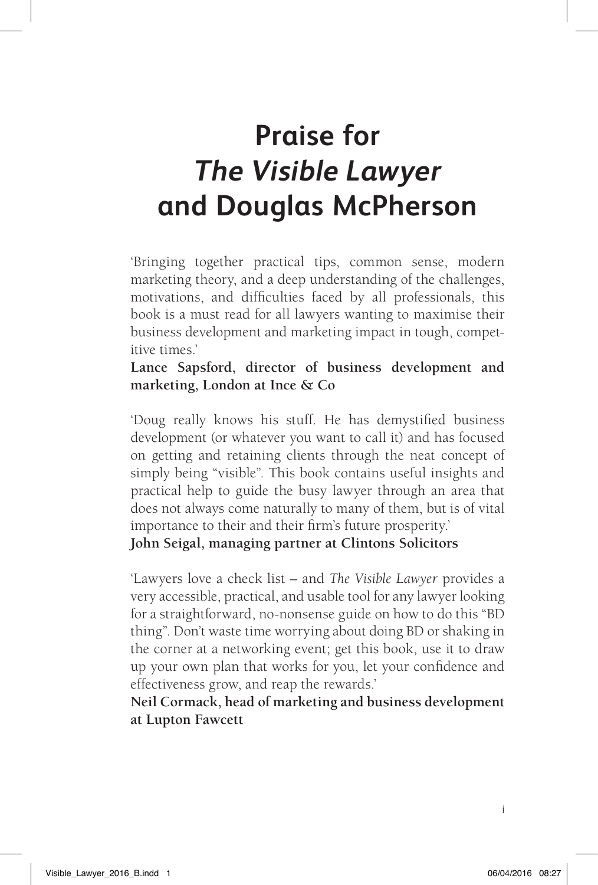# Praise for *The Visible Lawyer* and Douglas McPherson

'Bringing together practical tips, common sense, modern marketing theory, and a deep understanding of the challenges, motivations, and difficulties faced by all professionals, this book is a must read for all lawyers wanting to maximise their business development and marketing impact in tough, competitive times.'
**Lance Sapsford, director of business development and marketing, London at Ince & Co**

'Doug really knows his stuff. He has demystified business development (or whatever you want to call it) and has focused on getting and retaining clients through the neat concept of simply being "visible". This book contains useful insights and practical help to guide the busy lawyer through an area that does not always come naturally to many of them, but is of vital importance to their and their firm's future prosperity.'
**John Seigal, managing partner at Clintons Solicitors**

'Lawyers love a check list – and *The Visible Lawyer* provides a very accessible, practical, and usable tool for any lawyer looking for a straightforward, no-nonsense guide on how to do this "BD thing". Don't waste time worrying about doing BD or shaking in the corner at a networking event; get this book, use it to draw up your own plan that works for you, let your confidence and effectiveness grow, and reap the rewards.'
**Neil Cormack, head of marketing and business development at Lupton Fawcett**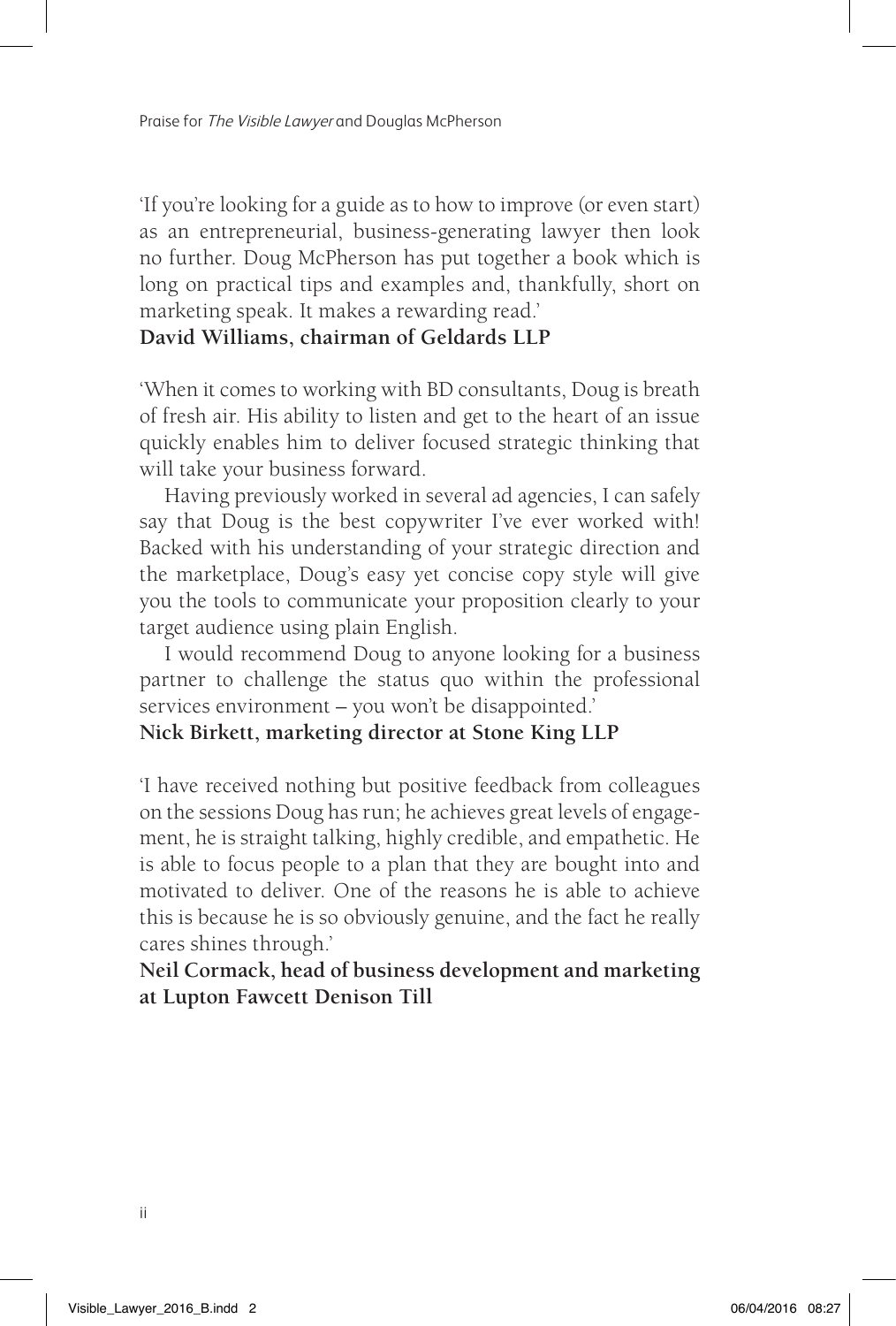'If you're looking for a guide as to how to improve (or even start) as an entrepreneurial, business-generating lawyer then look no further. Doug McPherson has put together a book which is long on practical tips and examples and, thankfully, short on marketing speak. It makes a rewarding read.'

**David Williams, chairman of Geldards LLP**

'When it comes to working with BD consultants, Doug is breath of fresh air. His ability to listen and get to the heart of an issue quickly enables him to deliver focused strategic thinking that will take your business forward.

Having previously worked in several ad agencies, I can safely say that Doug is the best copywriter I've ever worked with! Backed with his understanding of your strategic direction and the marketplace, Doug's easy yet concise copy style will give you the tools to communicate your proposition clearly to your target audience using plain English.

I would recommend Doug to anyone looking for a business partner to challenge the status quo within the professional services environment – you won't be disappointed.'

**Nick Birkett, marketing director at Stone King LLP**

'I have received nothing but positive feedback from colleagues on the sessions Doug has run; he achieves great levels of engagement, he is straight talking, highly credible, and empathetic. He is able to focus people to a plan that they are bought into and motivated to deliver. One of the reasons he is able to achieve this is because he is so obviously genuine, and the fact he really cares shines through.'

**Neil Cormack, head of business development and marketing at Lupton Fawcett Denison Till**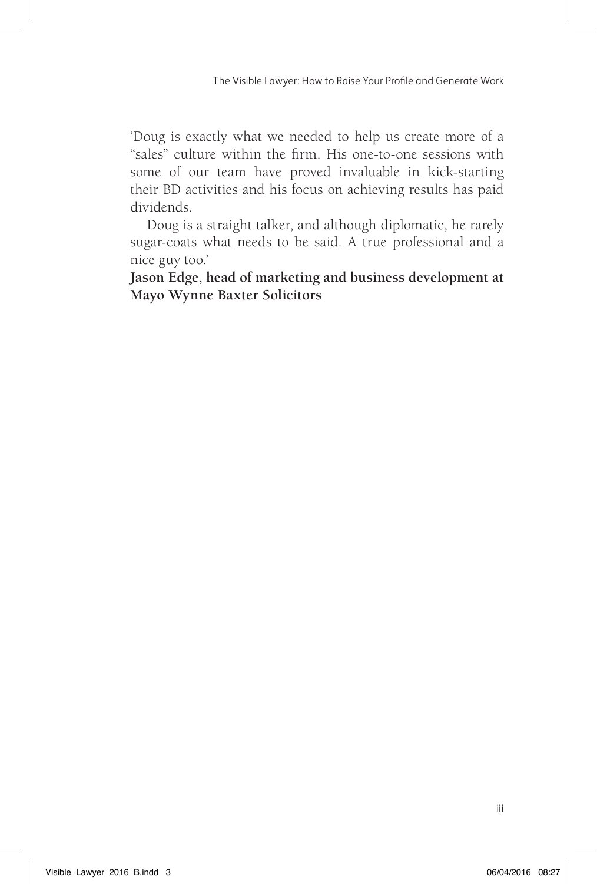'Doug is exactly what we needed to help us create more of a "sales" culture within the firm. His one-to-one sessions with some of our team have proved invaluable in kick-starting their BD activities and his focus on achieving results has paid dividends.

Doug is a straight talker, and although diplomatic, he rarely sugar-coats what needs to be said. A true professional and a nice guy too.'

**Jason Edge, head of marketing and business development at Mayo Wynne Baxter Solicitors**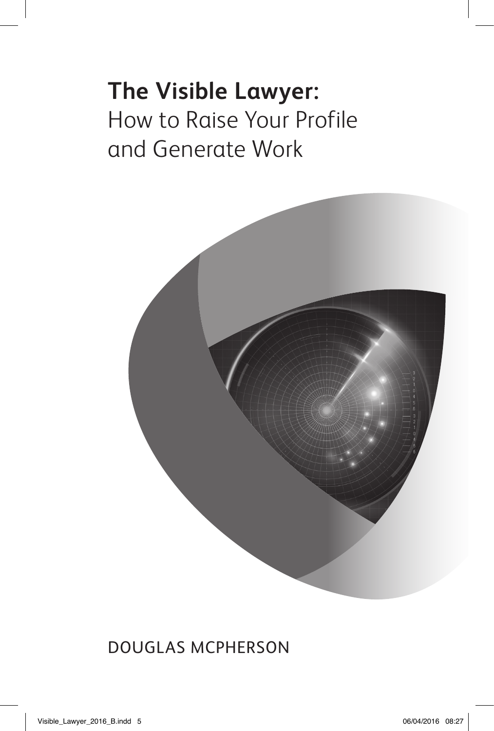# **The Visible Lawyer:** How to Raise Your Profile and Generate Work

DOUGLAS MCPHERSON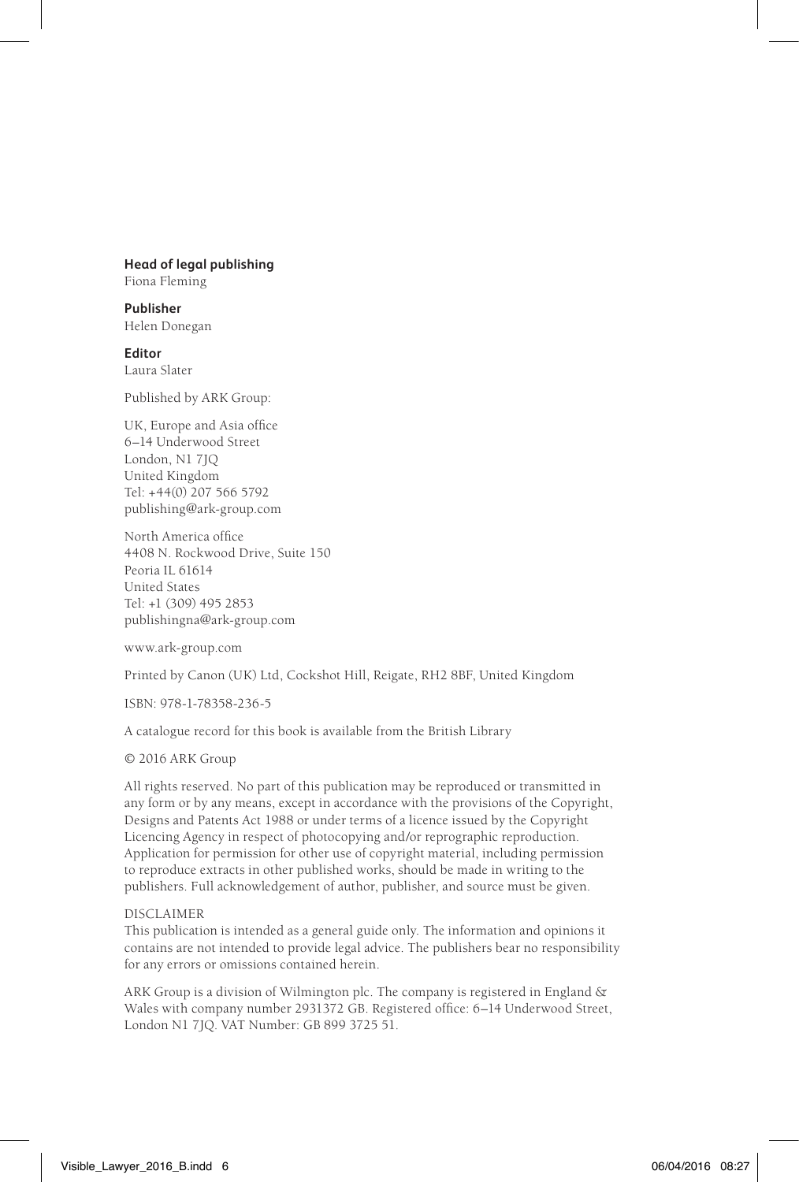**Head of legal publishing**
Fiona Fleming

**Publisher**
Helen Donegan

**Editor**
Laura Slater

Published by ARK Group:

UK, Europe and Asia office
6–14 Underwood Street
London, N1 7JQ
United Kingdom
Tel: +44(0) 207 566 5792
publishing@ark-group.com

North America office
4408 N. Rockwood Drive, Suite 150
Peoria IL 61614
United States
Tel: +1 (309) 495 2853
publishingna@ark-group.com

www.ark-group.com

Printed by Canon (UK) Ltd, Cockshot Hill, Reigate, RH2 8BF, United Kingdom

ISBN: 978-1-78358-236-5

A catalogue record for this book is available from the British Library

© 2016 ARK Group

All rights reserved. No part of this publication may be reproduced or transmitted in any form or by any means, except in accordance with the provisions of the Copyright, Designs and Patents Act 1988 or under terms of a licence issued by the Copyright Licencing Agency in respect of photocopying and/or reprographic reproduction. Application for permission for other use of copyright material, including permission to reproduce extracts in other published works, should be made in writing to the publishers. Full acknowledgement of author, publisher, and source must be given.

DISCLAIMER
This publication is intended as a general guide only. The information and opinions it contains are not intended to provide legal advice. The publishers bear no responsibility for any errors or omissions contained herein.

ARK Group is a division of Wilmington plc. The company is registered in England & Wales with company number 2931372 GB. Registered office: 6–14 Underwood Street, London N1 7JQ. VAT Number: GB 899 3725 51.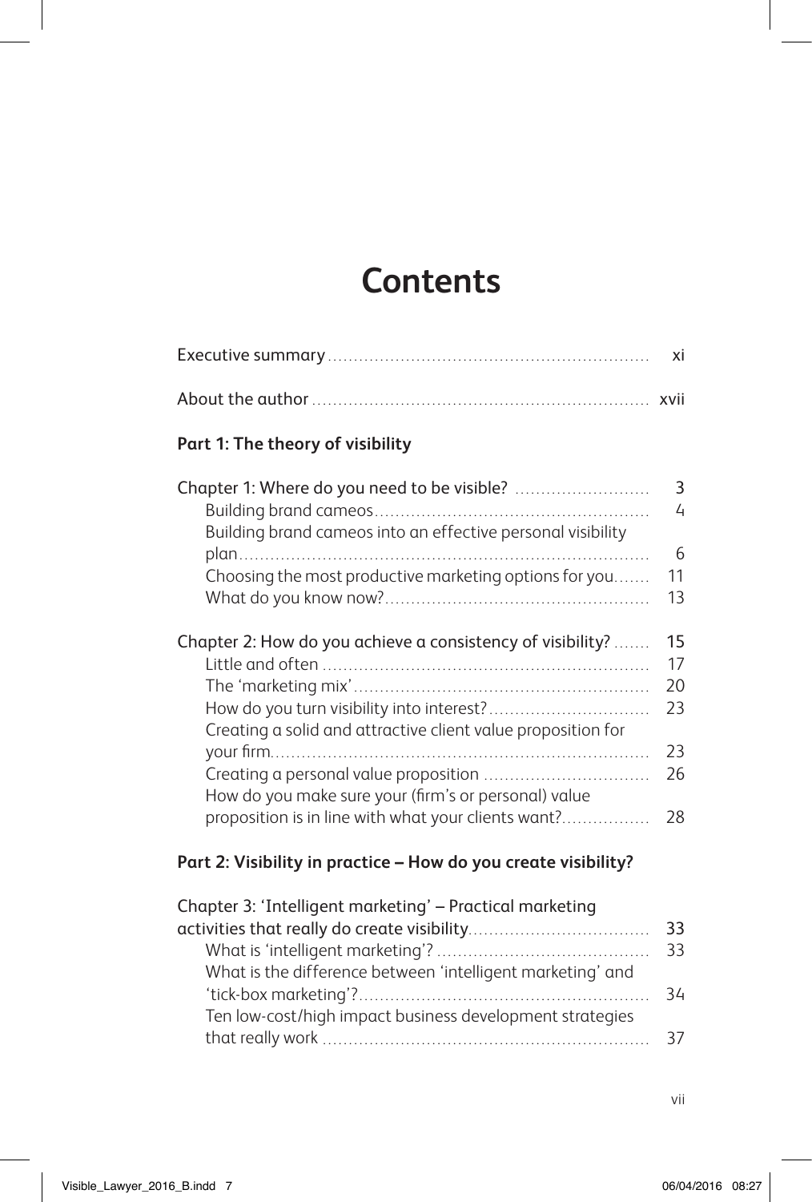# Contents

Executive summary ............................................................. xi

About the author ............................................................... xvii

**Part 1: The theory of visibility**

Chapter 1: Where do you need to be visible? ......................... 3
- Building brand cameos ....................................................... 4
- Building brand cameos into an effective personal visibility plan ............................................................................. 6
- Choosing the most productive marketing options for you ....... 11
- What do you know now? .................................................... 13

Chapter 2: How do you achieve a consistency of visibility? ....... 15
- Little and often ................................................................. 17
- The 'marketing mix' ........................................................... 20
- How do you turn visibility into interest? ............................... 23
- Creating a solid and attractive client value proposition for your firm ......................................................................... 23
- Creating a personal value proposition ................................. 26
- How do you make sure your (firm's or personal) value proposition is in line with what your clients want? ................. 28

**Part 2: Visibility in practice – How do you create visibility?**

Chapter 3: 'Intelligent marketing' – Practical marketing activities that really do create visibility ................................... 33
- What is 'intelligent marketing'? ............................................ 33
- What is the difference between 'intelligent marketing' and 'tick-box marketing'? ........................................................ 34
- Ten low-cost/high impact business development strategies that really work ................................................................ 37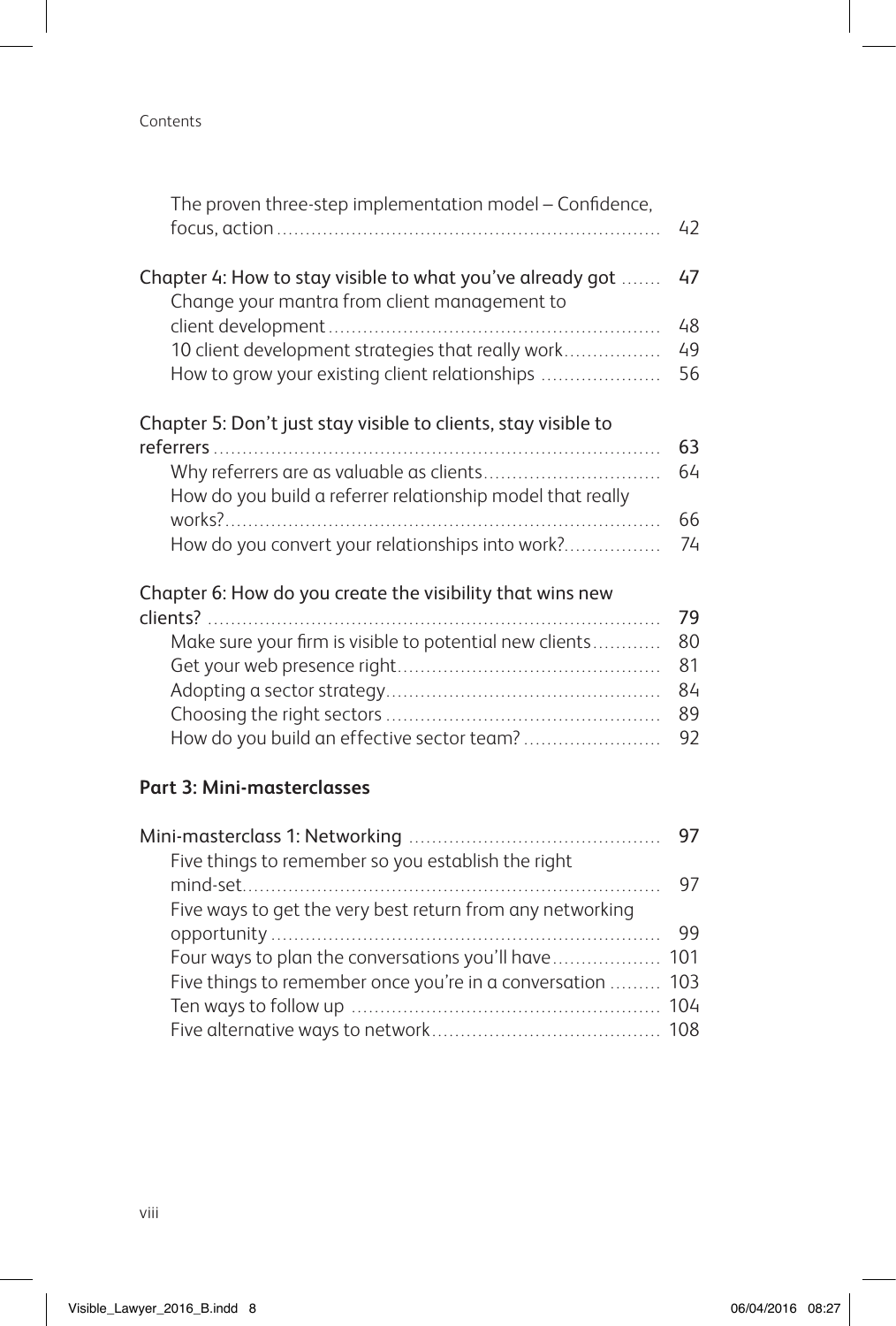The proven three-step implementation model – Confidence, focus, action ........ 42

Chapter 4: How to stay visible to what you've already got ........ 47

- Change your mantra from client management to client development ........ 48
- 10 client development strategies that really work ........ 49
- How to grow your existing client relationships ........ 56

Chapter 5: Don't just stay visible to clients, stay visible to referrers ........ 63

- Why referrers are as valuable as clients ........ 64
- How do you build a referrer relationship model that really works? ........ 66
- How do you convert your relationships into work? ........ 74

Chapter 6: How do you create the visibility that wins new clients? ........ 79

- Make sure your firm is visible to potential new clients ........ 80
- Get your web presence right ........ 81
- Adopting a sector strategy ........ 84
- Choosing the right sectors ........ 89
- How do you build an effective sector team? ........ 92

**Part 3: Mini-masterclasses**

Mini-masterclass 1: Networking ........ 97

- Five things to remember so you establish the right mind-set ........ 97
- Five ways to get the very best return from any networking opportunity ........ 99
- Four ways to plan the conversations you'll have ........ 101
- Five things to remember once you're in a conversation ........ 103
- Ten ways to follow up ........ 104
- Five alternative ways to network ........ 108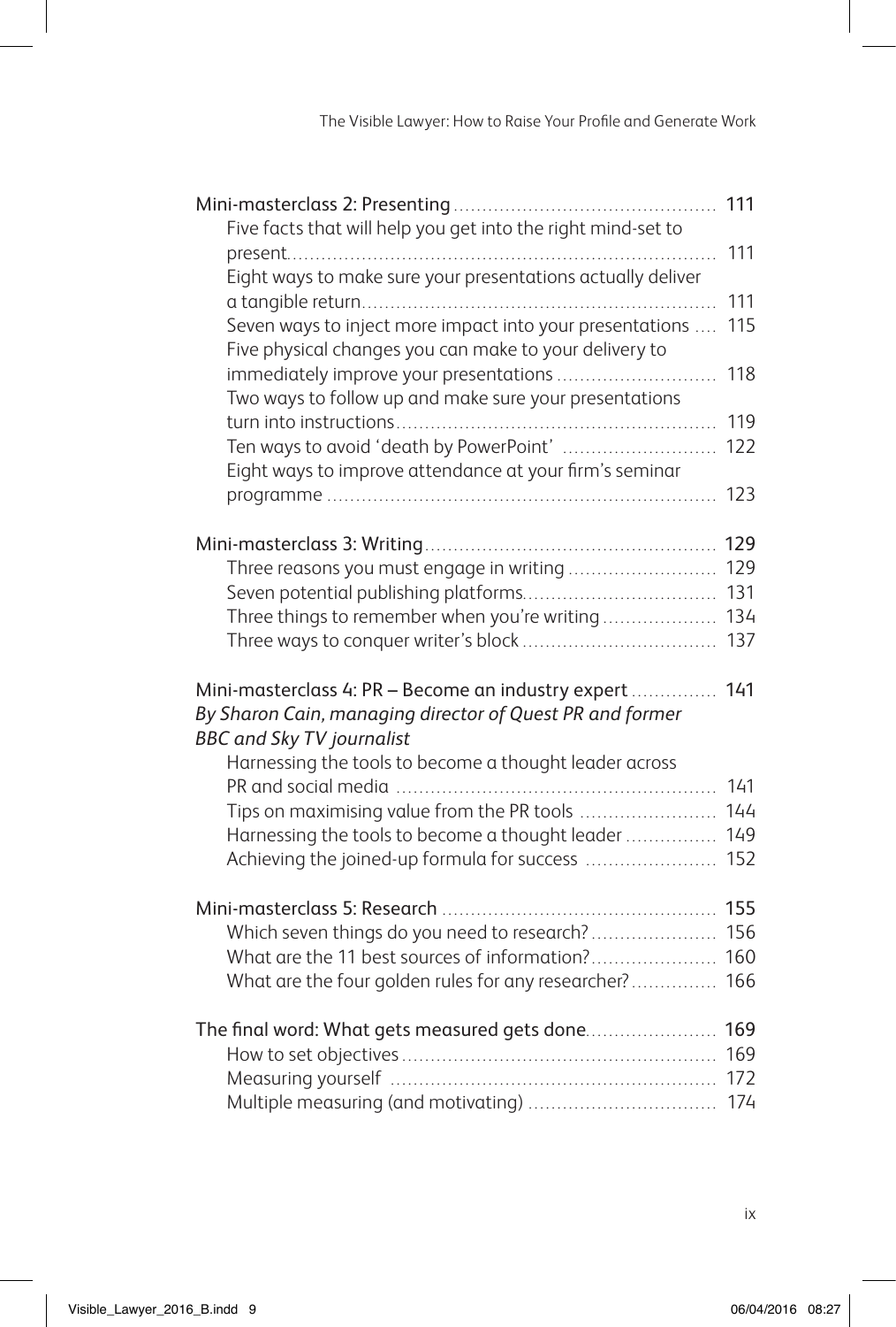Mini-masterclass 2: Presenting ... 111
- Five facts that will help you get into the right mind-set to present ... 111
- Eight ways to make sure your presentations actually deliver a tangible return ... 111
- Seven ways to inject more impact into your presentations ... 115
- Five physical changes you can make to your delivery to immediately improve your presentations ... 118
- Two ways to follow up and make sure your presentations turn into instructions ... 119
- Ten ways to avoid 'death by PowerPoint' ... 122
- Eight ways to improve attendance at your firm's seminar programme ... 123

Mini-masterclass 3: Writing ... 129
- Three reasons you must engage in writing ... 129
- Seven potential publishing platforms ... 131
- Three things to remember when you're writing ... 134
- Three ways to conquer writer's block ... 137

Mini-masterclass 4: PR – Become an industry expert ... 141
*By Sharon Cain, managing director of Quest PR and former BBC and Sky TV journalist*
- Harnessing the tools to become a thought leader across PR and social media ... 141
- Tips on maximising value from the PR tools ... 144
- Harnessing the tools to become a thought leader ... 149
- Achieving the joined-up formula for success ... 152

Mini-masterclass 5: Research ... 155
- Which seven things do you need to research? ... 156
- What are the 11 best sources of information? ... 160
- What are the four golden rules for any researcher? ... 166

The final word: What gets measured gets done ... 169
- How to set objectives ... 169
- Measuring yourself ... 172
- Multiple measuring (and motivating) ... 174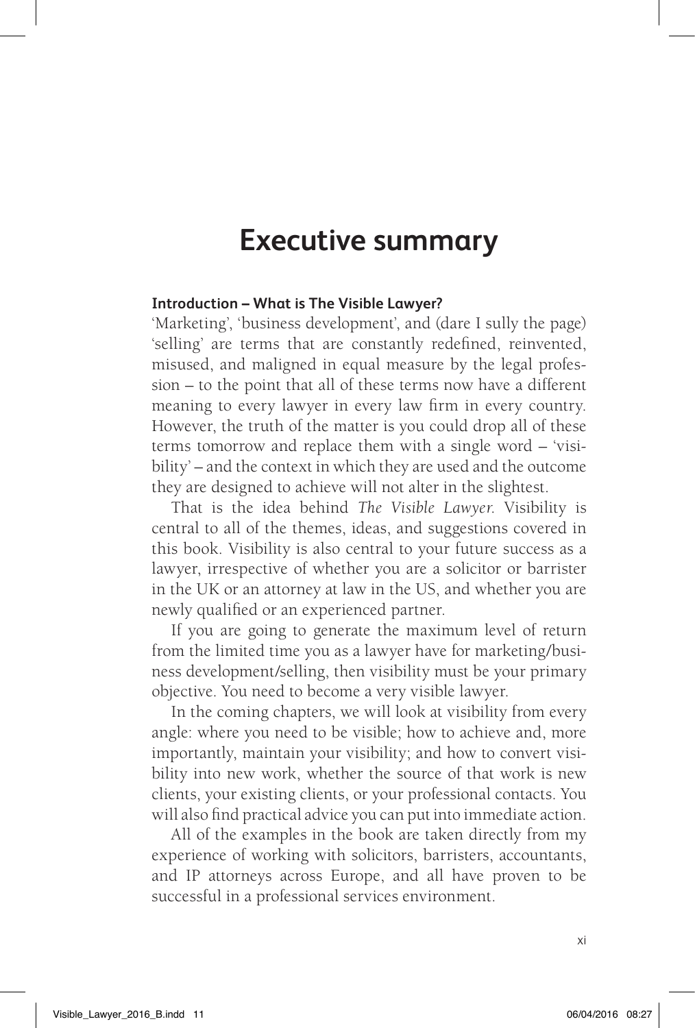# Executive summary

### Introduction – What is The Visible Lawyer?

'Marketing', 'business development', and (dare I sully the page) 'selling' are terms that are constantly redefined, reinvented, misused, and maligned in equal measure by the legal profession – to the point that all of these terms now have a different meaning to every lawyer in every law firm in every country. However, the truth of the matter is you could drop all of these terms tomorrow and replace them with a single word – 'visibility' – and the context in which they are used and the outcome they are designed to achieve will not alter in the slightest.

That is the idea behind *The Visible Lawyer*. Visibility is central to all of the themes, ideas, and suggestions covered in this book. Visibility is also central to your future success as a lawyer, irrespective of whether you are a solicitor or barrister in the UK or an attorney at law in the US, and whether you are newly qualified or an experienced partner.

If you are going to generate the maximum level of return from the limited time you as a lawyer have for marketing/business development/selling, then visibility must be your primary objective. You need to become a very visible lawyer.

In the coming chapters, we will look at visibility from every angle: where you need to be visible; how to achieve and, more importantly, maintain your visibility; and how to convert visibility into new work, whether the source of that work is new clients, your existing clients, or your professional contacts. You will also find practical advice you can put into immediate action.

All of the examples in the book are taken directly from my experience of working with solicitors, barristers, accountants, and IP attorneys across Europe, and all have proven to be successful in a professional services environment.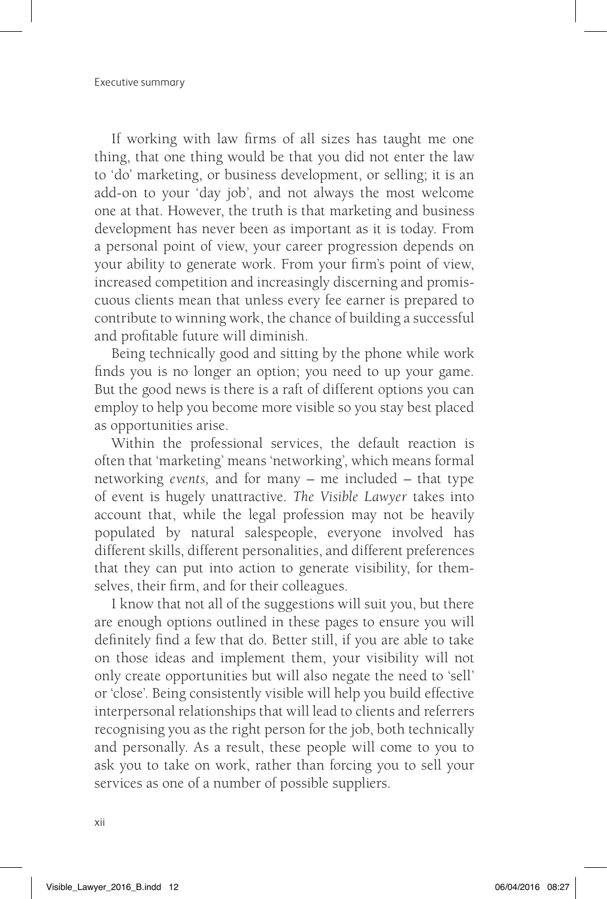If working with law firms of all sizes has taught me one thing, that one thing would be that you did not enter the law to 'do' marketing, or business development, or selling; it is an add-on to your 'day job', and not always the most welcome one at that. However, the truth is that marketing and business development has never been as important as it is today. From a personal point of view, your career progression depends on your ability to generate work. From your firm's point of view, increased competition and increasingly discerning and promiscuous clients mean that unless every fee earner is prepared to contribute to winning work, the chance of building a successful and profitable future will diminish.

Being technically good and sitting by the phone while work finds you is no longer an option; you need to up your game. But the good news is there is a raft of different options you can employ to help you become more visible so you stay best placed as opportunities arise.

Within the professional services, the default reaction is often that 'marketing' means 'networking', which means formal networking *events*, and for many – me included – that type of event is hugely unattractive. *The Visible Lawyer* takes into account that, while the legal profession may not be heavily populated by natural salespeople, everyone involved has different skills, different personalities, and different preferences that they can put into action to generate visibility, for themselves, their firm, and for their colleagues.

I know that not all of the suggestions will suit you, but there are enough options outlined in these pages to ensure you will definitely find a few that do. Better still, if you are able to take on those ideas and implement them, your visibility will not only create opportunities but will also negate the need to 'sell' or 'close'. Being consistently visible will help you build effective interpersonal relationships that will lead to clients and referrers recognising you as the right person for the job, both technically and personally. As a result, these people will come to you to ask you to take on work, rather than forcing you to sell your services as one of a number of possible suppliers.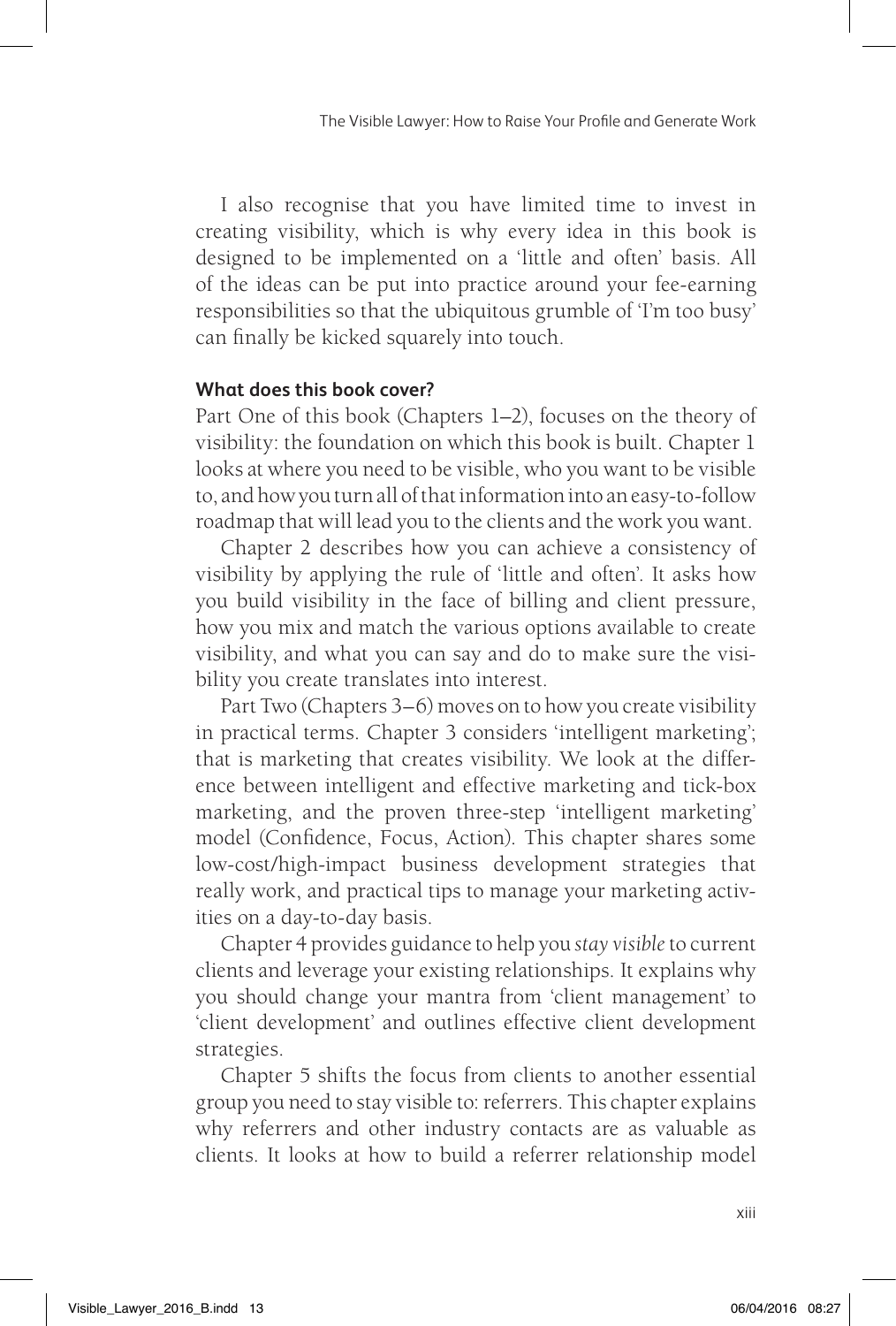I also recognise that you have limited time to invest in creating visibility, which is why every idea in this book is designed to be implemented on a 'little and often' basis. All of the ideas can be put into practice around your fee-earning responsibilities so that the ubiquitous grumble of 'I'm too busy' can finally be kicked squarely into touch.

**What does this book cover?**

Part One of this book (Chapters 1–2), focuses on the theory of visibility: the foundation on which this book is built. Chapter 1 looks at where you need to be visible, who you want to be visible to, and how you turn all of that information into an easy-to-follow roadmap that will lead you to the clients and the work you want.

Chapter 2 describes how you can achieve a consistency of visibility by applying the rule of 'little and often'. It asks how you build visibility in the face of billing and client pressure, how you mix and match the various options available to create visibility, and what you can say and do to make sure the visibility you create translates into interest.

Part Two (Chapters 3–6) moves on to how you create visibility in practical terms. Chapter 3 considers 'intelligent marketing'; that is marketing that creates visibility. We look at the difference between intelligent and effective marketing and tick-box marketing, and the proven three-step 'intelligent marketing' model (Confidence, Focus, Action). This chapter shares some low-cost/high-impact business development strategies that really work, and practical tips to manage your marketing activities on a day-to-day basis.

Chapter 4 provides guidance to help you *stay visible* to current clients and leverage your existing relationships. It explains why you should change your mantra from 'client management' to 'client development' and outlines effective client development strategies.

Chapter 5 shifts the focus from clients to another essential group you need to stay visible to: referrers. This chapter explains why referrers and other industry contacts are as valuable as clients. It looks at how to build a referrer relationship model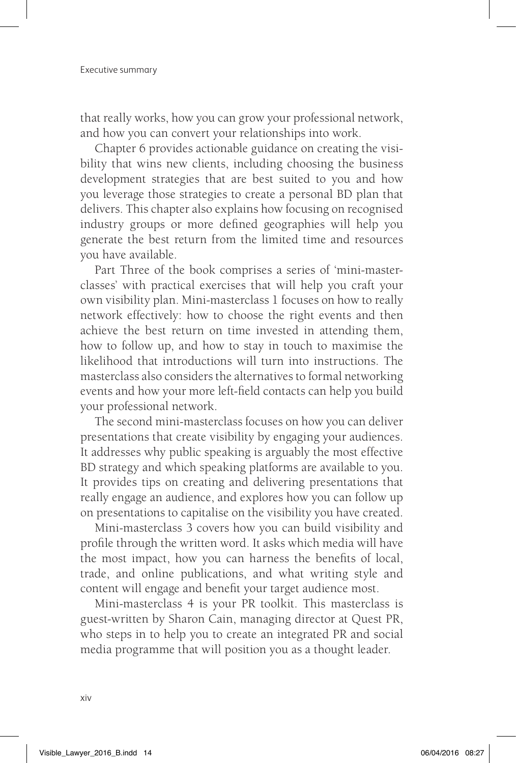that really works, how you can grow your professional network, and how you can convert your relationships into work.

Chapter 6 provides actionable guidance on creating the visibility that wins new clients, including choosing the business development strategies that are best suited to you and how you leverage those strategies to create a personal BD plan that delivers. This chapter also explains how focusing on recognised industry groups or more defined geographies will help you generate the best return from the limited time and resources you have available.

Part Three of the book comprises a series of 'mini-masterclasses' with practical exercises that will help you craft your own visibility plan. Mini-masterclass 1 focuses on how to really network effectively: how to choose the right events and then achieve the best return on time invested in attending them, how to follow up, and how to stay in touch to maximise the likelihood that introductions will turn into instructions. The masterclass also considers the alternatives to formal networking events and how your more left-field contacts can help you build your professional network.

The second mini-masterclass focuses on how you can deliver presentations that create visibility by engaging your audiences. It addresses why public speaking is arguably the most effective BD strategy and which speaking platforms are available to you. It provides tips on creating and delivering presentations that really engage an audience, and explores how you can follow up on presentations to capitalise on the visibility you have created.

Mini-masterclass 3 covers how you can build visibility and profile through the written word. It asks which media will have the most impact, how you can harness the benefits of local, trade, and online publications, and what writing style and content will engage and benefit your target audience most.

Mini-masterclass 4 is your PR toolkit. This masterclass is guest-written by Sharon Cain, managing director at Quest PR, who steps in to help you to create an integrated PR and social media programme that will position you as a thought leader.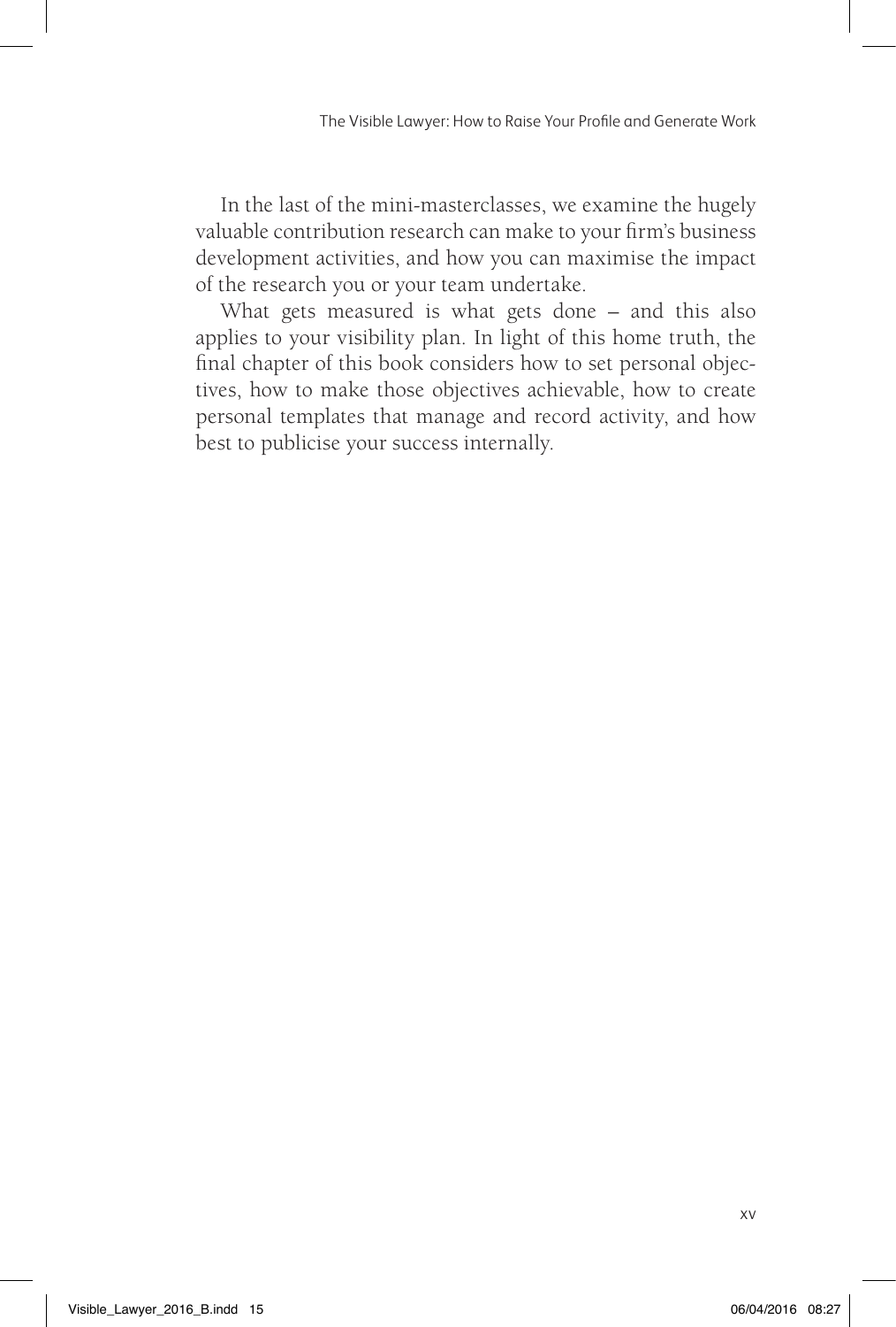In the last of the mini-masterclasses, we examine the hugely valuable contribution research can make to your firm's business development activities, and how you can maximise the impact of the research you or your team undertake.

What gets measured is what gets done – and this also applies to your visibility plan. In light of this home truth, the final chapter of this book considers how to set personal objectives, how to make those objectives achievable, how to create personal templates that manage and record activity, and how best to publicise your success internally.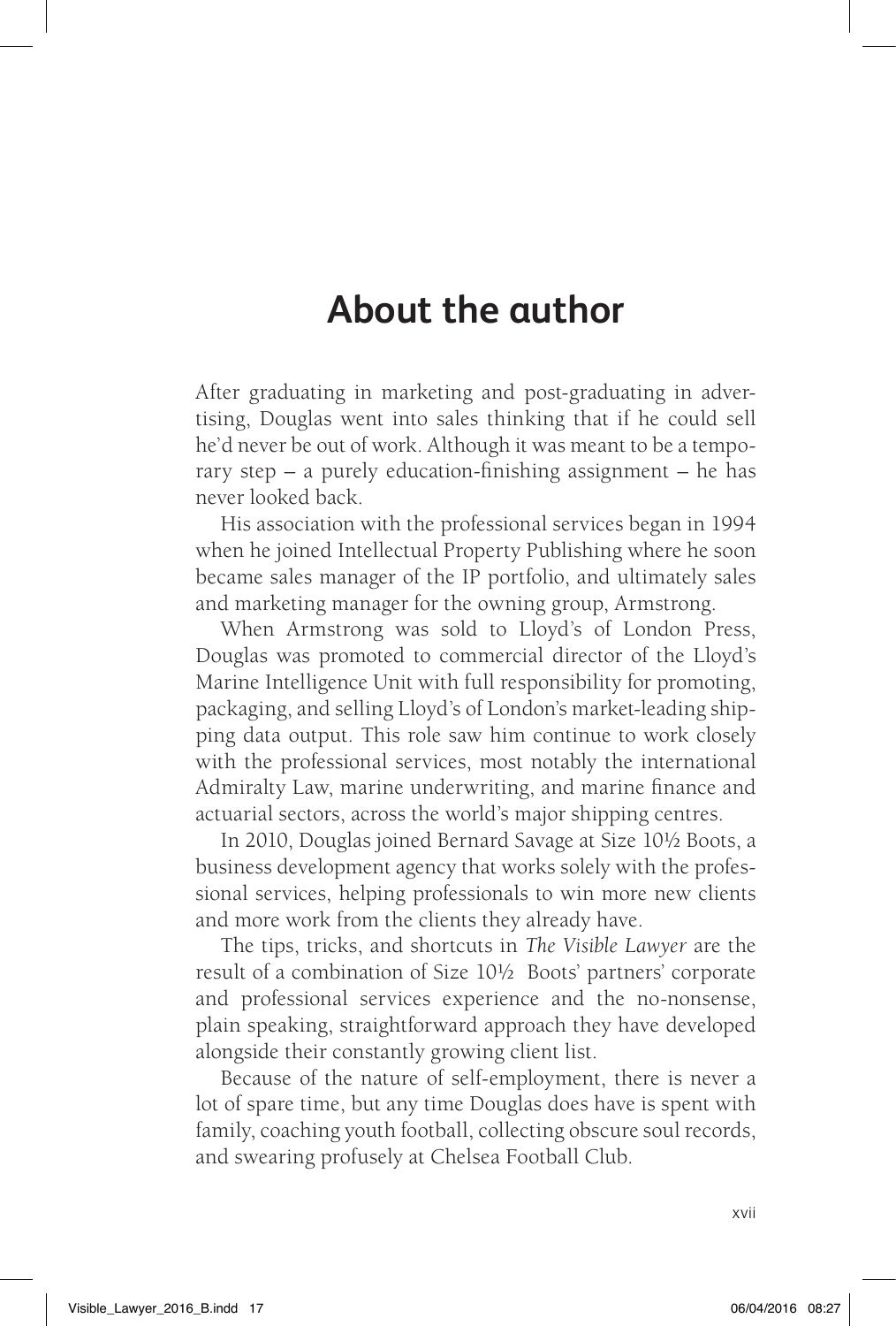# About the author

After graduating in marketing and post-graduating in advertising, Douglas went into sales thinking that if he could sell he'd never be out of work. Although it was meant to be a temporary step – a purely education-finishing assignment – he has never looked back.

His association with the professional services began in 1994 when he joined Intellectual Property Publishing where he soon became sales manager of the IP portfolio, and ultimately sales and marketing manager for the owning group, Armstrong.

When Armstrong was sold to Lloyd's of London Press, Douglas was promoted to commercial director of the Lloyd's Marine Intelligence Unit with full responsibility for promoting, packaging, and selling Lloyd's of London's market-leading shipping data output. This role saw him continue to work closely with the professional services, most notably the international Admiralty Law, marine underwriting, and marine finance and actuarial sectors, across the world's major shipping centres.

In 2010, Douglas joined Bernard Savage at Size 10½ Boots, a business development agency that works solely with the professional services, helping professionals to win more new clients and more work from the clients they already have.

The tips, tricks, and shortcuts in *The Visible Lawyer* are the result of a combination of Size 10½ Boots' partners' corporate and professional services experience and the no-nonsense, plain speaking, straightforward approach they have developed alongside their constantly growing client list.

Because of the nature of self-employment, there is never a lot of spare time, but any time Douglas does have is spent with family, coaching youth football, collecting obscure soul records, and swearing profusely at Chelsea Football Club.